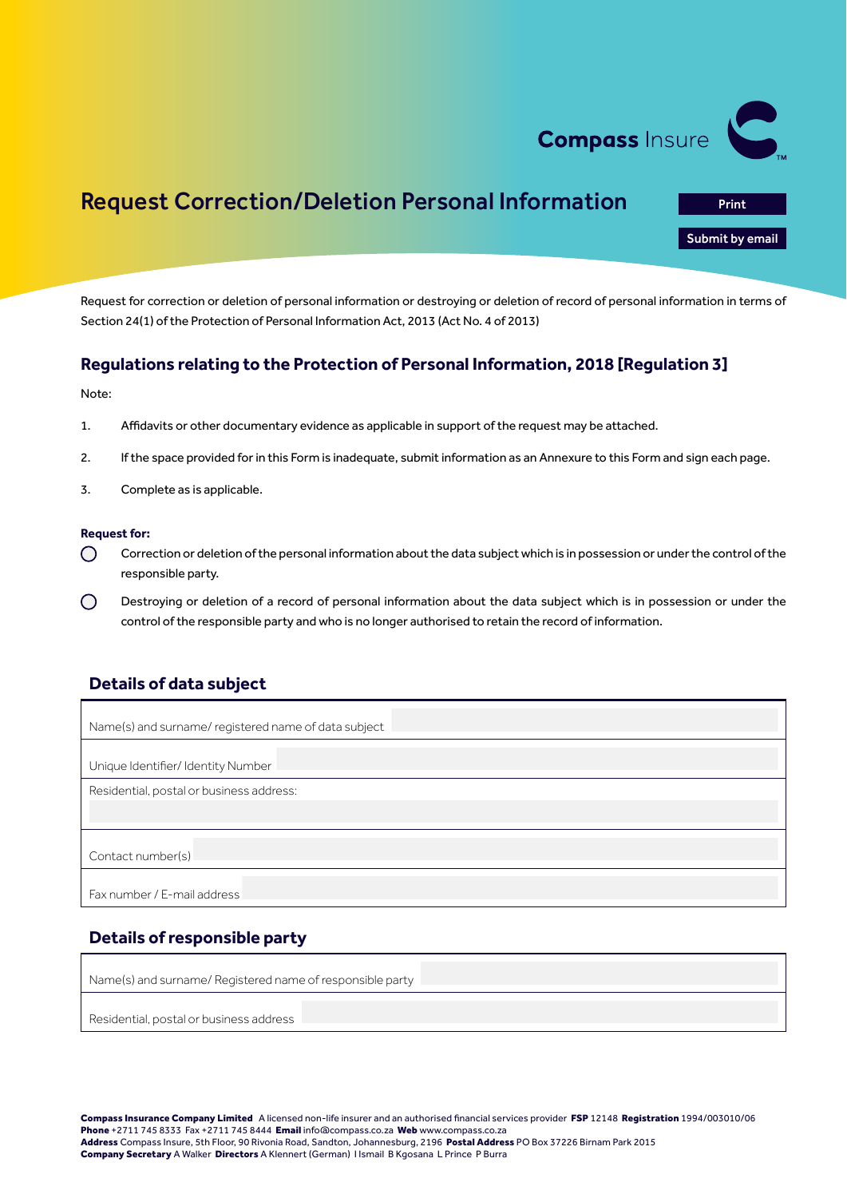Compass Insure

# Request Correction/Deletion Personal Information

Print

Submit by email

Request for correction or deletion of personal information or destroying or deletion of record of personal information in terms of Section 24(1) of the Protection of Personal Information Act, 2013 (Act No. 4 of 2013)

## Regulations relating to the Protection of Personal Information, 2018 [Regulation 3]

Note:

1. Affidavits or other documentary evidence as applicable in support of the request may be attached.
2. If the space provided for in this Form is inadequate, submit information as an Annexure to this Form and sign each page.
3. Complete as is applicable.

**Request for:**

- ◯ Correction or deletion of the personal information about the data subject which is in possession or under the control of the responsible party.
- ◯ Destroying or deletion of a record of personal information about the data subject which is in possession or under the control of the responsible party and who is no longer authorised to retain the record of information.

## Details of data subject

| | |
|---|---|
| Name(s) and surname/ registered name of data subject | |
| Unique Identifier/ Identity Number | |
| Residential, postal or business address: | |
| Contact number(s) | |
| Fax number / E-mail address | |

## Details of responsible party

| | |
|---|---|
| Name(s) and surname/ Registered name of responsible party | |
| Residential, postal or business address | |

**Compass Insurance Company Limited** A licensed non-life insurer and an authorised financial services provider **FSP** 12148 **Registration** 1994/003010/06
**Phone** +2711 745 8333 Fax +2711 745 8444 **Email** info@compass.co.za **Web** www.compass.co.za
**Address** Compass Insurance, 5th Floor, 90 Rivonia Road, Sandton, Johannesburg, 2196 **Postal Address** PO Box 37226 Birnam Park 2015
**Company Secretary** A Walker **Directors** A Klennert (German) I Ismail B Kgosana L Prince P Burra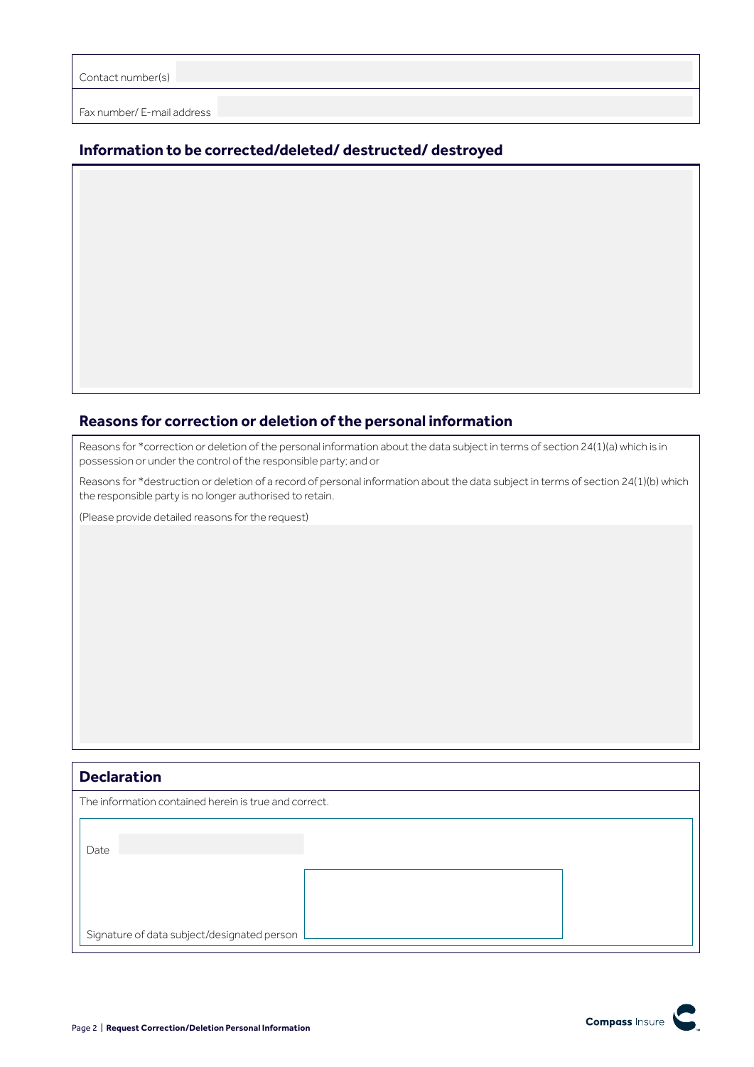| | |
|---|---|
| Contact number(s) | |
| Fax number/ E-mail address | |

## Information to be corrected/deleted/ destructed/ destroyed

## Reasons for correction or deletion of the personal information

Reasons for *correction or deletion of the personal information about the data subject in terms of section 24(1)(a) which is in possession or under the control of the responsible party; and or

Reasons for *destruction or deletion of a record of personal information about the data subject in terms of section 24(1)(b) which the responsible party is no longer authorised to retain.

(Please provide detailed reasons for the request)

## Declaration

The information contained herein is true and correct.

| | |
|---|---|
| Date | |
| Signature of data subject/designated person | |